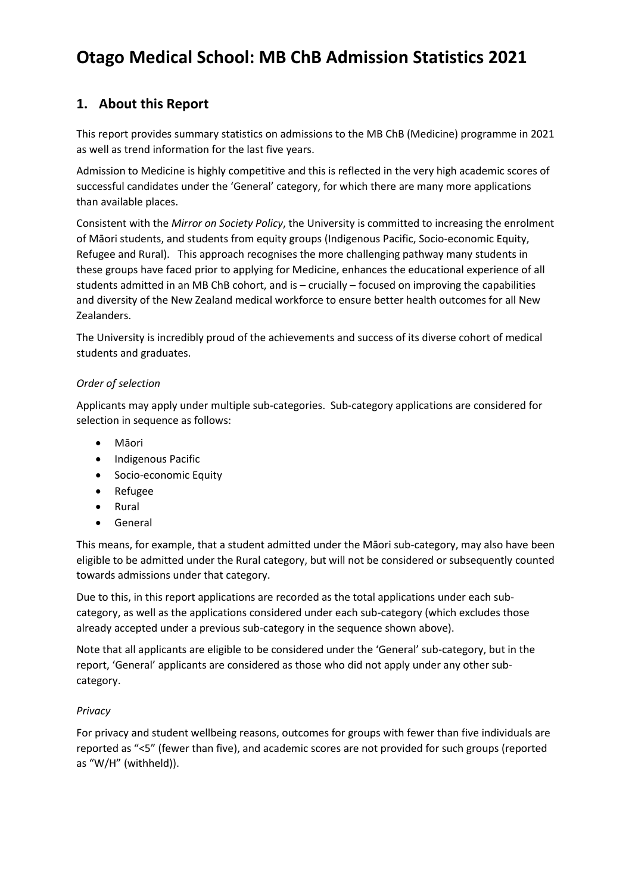# Otago Medical School: MB ChB Admission Statistics 2021

## 1. About this Report

This report provides summary statistics on admissions to the MB ChB (Medicine) programme in 2021 as well as trend information for the last five years.

Admission to Medicine is highly competitive and this is reflected in the very high academic scores of successful candidates under the 'General' category, for which there are many more applications than available places.

Consistent with the *Mirror on Society Policy*, the University is committed to increasing the enrolment of Māori students, and students from equity groups (Indigenous Pacific, Socio-economic Equity, Refugee and Rural). This approach recognises the more challenging pathway many students in these groups have faced prior to applying for Medicine, enhances the educational experience of all students admitted in an MB ChB cohort, and is – crucially – focused on improving the capabilities and diversity of the New Zealand medical workforce to ensure better health outcomes for all New Zealanders.

The University is incredibly proud of the achievements and success of its diverse cohort of medical students and graduates.

### *Order of selection*

Applicants may apply under multiple sub-categories. Sub-category applications are considered for selection in sequence as follows:

- Māori
- Indigenous Pacific
- Socio-economic Equity
- Refugee
- Rural
- General

This means, for example, that a student admitted under the Māori sub-category, may also have been eligible to be admitted under the Rural category, but will not be considered or subsequently counted towards admissions under that category.

Due to this, in this report applications are recorded as the total applications under each sub-category, as well as the applications considered under each sub-category (which excludes those already accepted under a previous sub-category in the sequence shown above).

Note that all applicants are eligible to be considered under the 'General' sub-category, but in the report, 'General' applicants are considered as those who did not apply under any other sub-category.

### *Privacy*

For privacy and student wellbeing reasons, outcomes for groups with fewer than five individuals are reported as "<5" (fewer than five), and academic scores are not provided for such groups (reported as "W/H" (withheld)).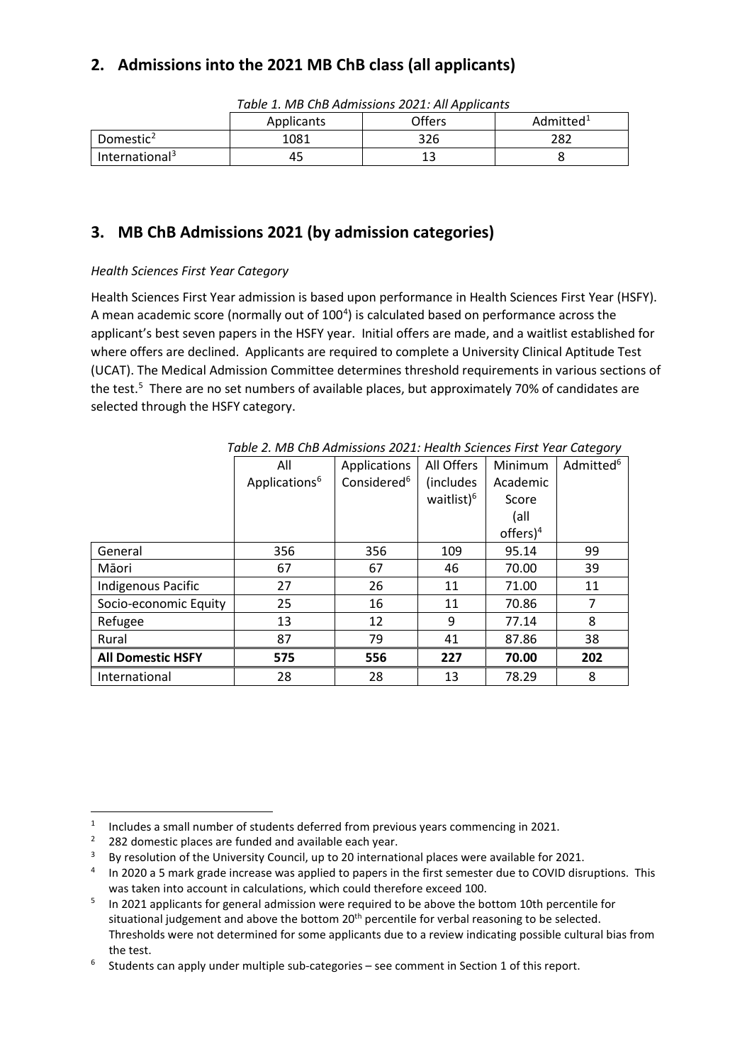## 2. Admissions into the 2021 MB ChB class (all applicants)

*Table 1. MB ChB Admissions 2021: All Applicants*

| | Applicants | Offers | Admitted[1] |
|---|---|---|---|
| Domestic[2] | 1081 | 326 | 282 |
| International[3] | 45 | 13 | 8 |

## 3. MB ChB Admissions 2021 (by admission categories)

*Health Sciences First Year Category*

Health Sciences First Year admission is based upon performance in Health Sciences First Year (HSFY). A mean academic score (normally out of 100[4]) is calculated based on performance across the applicant's best seven papers in the HSFY year. Initial offers are made, and a waitlist established for where offers are declined. Applicants are required to complete a University Clinical Aptitude Test (UCAT). The Medical Admission Committee determines threshold requirements in various sections of the test.[5] There are no set numbers of available places, but approximately 70% of candidates are selected through the HSFY category.

*Table 2. MB ChB Admissions 2021: Health Sciences First Year Category*

| | All Applications[6] | Applications Considered[6] | All Offers (includes waitlist)[6] | Minimum Academic Score (all offers)[4] | Admitted[6] |
|---|---|---|---|---|---|
| General | 356 | 356 | 109 | 95.14 | 99 |
| Māori | 67 | 67 | 46 | 70.00 | 39 |
| Indigenous Pacific | 27 | 26 | 11 | 71.00 | 11 |
| Socio-economic Equity | 25 | 16 | 11 | 70.86 | 7 |
| Refugee | 13 | 12 | 9 | 77.14 | 8 |
| Rural | 87 | 79 | 41 | 87.86 | 38 |
| **All Domestic HSFY** | **575** | **556** | **227** | **70.00** | **202** |
| International | 28 | 28 | 13 | 78.29 | 8 |

---

[1] Includes a small number of students deferred from previous years commencing in 2021.

[2] 282 domestic places are funded and available each year.

[3] By resolution of the University Council, up to 20 international places were available for 2021.

[4] In 2020 a 5 mark grade increase was applied to papers in the first semester due to COVID disruptions. This was taken into account in calculations, which could therefore exceed 100.

[5] In 2021 applicants for general admission were required to be above the bottom 10th percentile for situational judgement and above the bottom 20th percentile for verbal reasoning to be selected. Thresholds were not determined for some applicants due to a review indicating possible cultural bias from the test.

[6] Students can apply under multiple sub-categories – see comment in Section 1 of this report.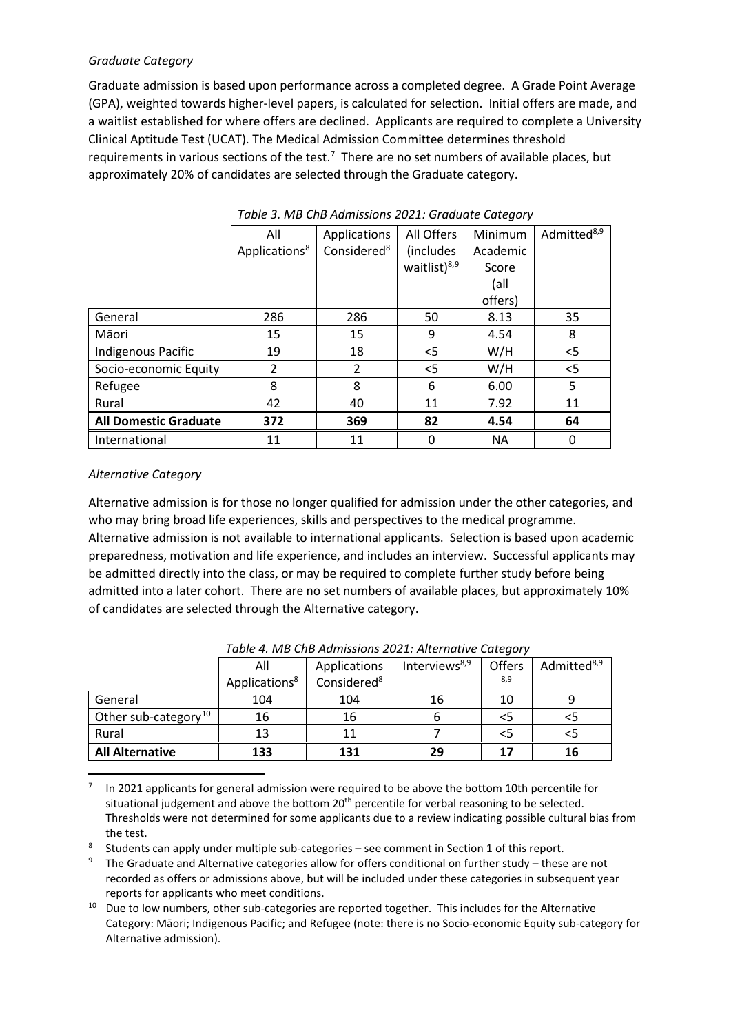*Graduate Category*

Graduate admission is based upon performance across a completed degree. A Grade Point Average (GPA), weighted towards higher-level papers, is calculated for selection. Initial offers are made, and a waitlist established for where offers are declined. Applicants are required to complete a University Clinical Aptitude Test (UCAT). The Medical Admission Committee determines threshold requirements in various sections of the test.[7] There are no set numbers of available places, but approximately 20% of candidates are selected through the Graduate category.

*Table 3. MB ChB Admissions 2021: Graduate Category*

| | All Applications[8] | Applications Considered[8] | All Offers (includes waitlist)[8,9] | Minimum Academic Score (all offers) | Admitted[8,9] |
|---|---|---|---|---|---|
| General | 286 | 286 | 50 | 8.13 | 35 |
| Māori | 15 | 15 | 9 | 4.54 | 8 |
| Indigenous Pacific | 19 | 18 | <5 | W/H | <5 |
| Socio-economic Equity | 2 | 2 | <5 | W/H | <5 |
| Refugee | 8 | 8 | 6 | 6.00 | 5 |
| Rural | 42 | 40 | 11 | 7.92 | 11 |
| **All Domestic Graduate** | **372** | **369** | **82** | **4.54** | **64** |
| International | 11 | 11 | 0 | NA | 0 |

*Alternative Category*

Alternative admission is for those no longer qualified for admission under the other categories, and who may bring broad life experiences, skills and perspectives to the medical programme. Alternative admission is not available to international applicants. Selection is based upon academic preparedness, motivation and life experience, and includes an interview. Successful applicants may be admitted directly into the class, or may be required to complete further study before being admitted into a later cohort. There are no set numbers of available places, but approximately 10% of candidates are selected through the Alternative category.

*Table 4. MB ChB Admissions 2021: Alternative Category*

| | All Applications[8] | Applications Considered[8] | Interviews[8,9] | Offers[8,9] | Admitted[8,9] |
|---|---|---|---|---|---|
| General | 104 | 104 | 16 | 10 | 9 |
| Other sub-category[10] | 16 | 16 | 6 | <5 | <5 |
| Rural | 13 | 11 | 7 | <5 | <5 |
| **All Alternative** | **133** | **131** | **29** | **17** | **16** |

[7] In 2021 applicants for general admission were required to be above the bottom 10th percentile for situational judgement and above the bottom 20th percentile for verbal reasoning to be selected. Thresholds were not determined for some applicants due to a review indicating possible cultural bias from the test.

[8] Students can apply under multiple sub-categories – see comment in Section 1 of this report.

[9] The Graduate and Alternative categories allow for offers conditional on further study – these are not recorded as offers or admissions above, but will be included under these categories in subsequent year reports for applicants who meet conditions.

[10] Due to low numbers, other sub-categories are reported together. This includes for the Alternative Category: Māori; Indigenous Pacific; and Refugee (note: there is no Socio-economic Equity sub-category for Alternative admission).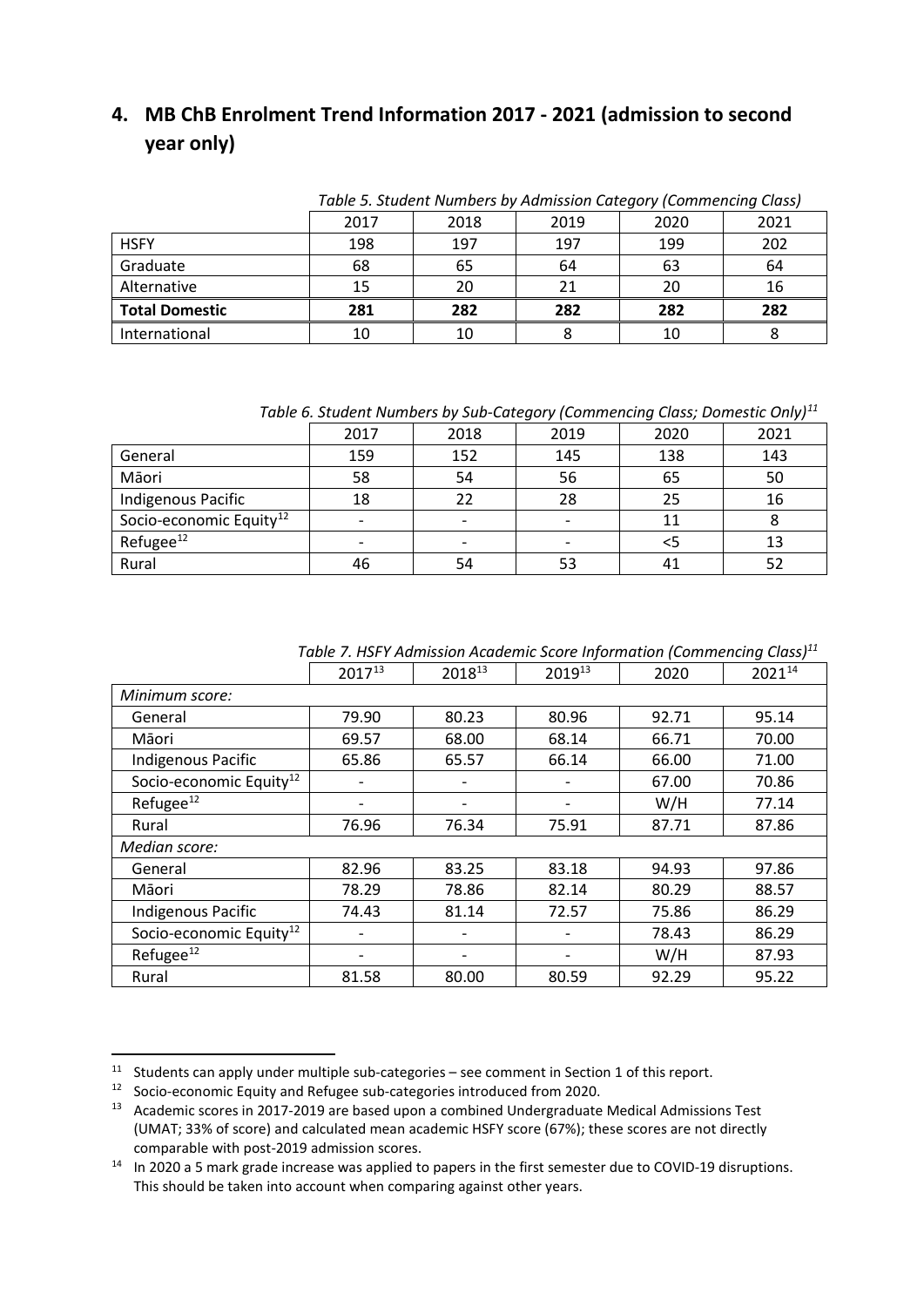## 4. MB ChB Enrolment Trend Information 2017 - 2021 (admission to second year only)

*Table 5. Student Numbers by Admission Category (Commencing Class)*

| | 2017 | 2018 | 2019 | 2020 | 2021 |
|---|---|---|---|---|---|
| HSFY | 198 | 197 | 197 | 199 | 202 |
| Graduate | 68 | 65 | 64 | 63 | 64 |
| Alternative | 15 | 20 | 21 | 20 | 16 |
| **Total Domestic** | **281** | **282** | **282** | **282** | **282** |
| International | 10 | 10 | 8 | 10 | 8 |

*Table 6. Student Numbers by Sub-Category (Commencing Class; Domestic Only)[11]*

| | 2017 | 2018 | 2019 | 2020 | 2021 |
|---|---|---|---|---|---|
| General | 159 | 152 | 145 | 138 | 143 |
| Māori | 58 | 54 | 56 | 65 | 50 |
| Indigenous Pacific | 18 | 22 | 28 | 25 | 16 |
| Socio-economic Equity[12] | - | - | - | 11 | 8 |
| Refugee[12] | - | - | - | <5 | 13 |
| Rural | 46 | 54 | 53 | 41 | 52 |

*Table 7. HSFY Admission Academic Score Information (Commencing Class)[11]*

| | 2017[13] | 2018[13] | 2019[13] | 2020 | 2021[14] |
|---|---|---|---|---|---|
| *Minimum score:* | | | | | |
| General | 79.90 | 80.23 | 80.96 | 92.71 | 95.14 |
| Māori | 69.57 | 68.00 | 68.14 | 66.71 | 70.00 |
| Indigenous Pacific | 65.86 | 65.57 | 66.14 | 66.00 | 71.00 |
| Socio-economic Equity[12] | - | - | - | 67.00 | 70.86 |
| Refugee[12] | - | - | - | W/H | 77.14 |
| Rural | 76.96 | 76.34 | 75.91 | 87.71 | 87.86 |
| *Median score:* | | | | | |
| General | 82.96 | 83.25 | 83.18 | 94.93 | 97.86 |
| Māori | 78.29 | 78.86 | 82.14 | 80.29 | 88.57 |
| Indigenous Pacific | 74.43 | 81.14 | 72.57 | 75.86 | 86.29 |
| Socio-economic Equity[12] | - | - | - | 78.43 | 86.29 |
| Refugee[12] | - | - | - | W/H | 87.93 |
| Rural | 81.58 | 80.00 | 80.59 | 92.29 | 95.22 |

[11] Students can apply under multiple sub-categories – see comment in Section 1 of this report.

[12] Socio-economic Equity and Refugee sub-categories introduced from 2020.

[13] Academic scores in 2017-2019 are based upon a combined Undergraduate Medical Admissions Test (UMAT; 33% of score) and calculated mean academic HSFY score (67%); these scores are not directly comparable with post-2019 admission scores.

[14] In 2020 a 5 mark grade increase was applied to papers in the first semester due to COVID-19 disruptions. This should be taken into account when comparing against other years.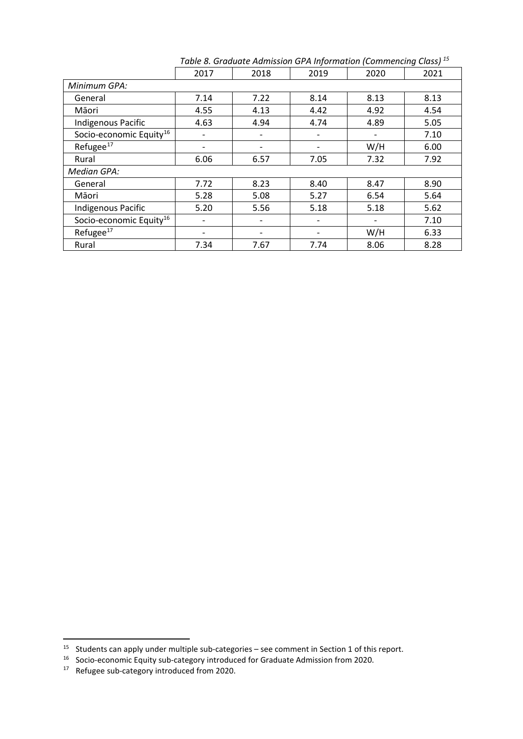*Table 8. Graduate Admission GPA Information (Commencing Class)* [15]

| | 2017 | 2018 | 2019 | 2020 | 2021 |
|---|---|---|---|---|---|
| *Minimum GPA:* | | | | | |
| General | 7.14 | 7.22 | 8.14 | 8.13 | 8.13 |
| Māori | 4.55 | 4.13 | 4.42 | 4.92 | 4.54 |
| Indigenous Pacific | 4.63 | 4.94 | 4.74 | 4.89 | 5.05 |
| Socio-economic Equity[16] | - | - | - | - | 7.10 |
| Refugee[17] | - | - | - | W/H | 6.00 |
| Rural | 6.06 | 6.57 | 7.05 | 7.32 | 7.92 |
| *Median GPA:* | | | | | |
| General | 7.72 | 8.23 | 8.40 | 8.47 | 8.90 |
| Māori | 5.28 | 5.08 | 5.27 | 6.54 | 5.64 |
| Indigenous Pacific | 5.20 | 5.56 | 5.18 | 5.18 | 5.62 |
| Socio-economic Equity[16] | - | - | - | - | 7.10 |
| Refugee[17] | - | - | - | W/H | 6.33 |
| Rural | 7.34 | 7.67 | 7.74 | 8.06 | 8.28 |

[15] Students can apply under multiple sub-categories – see comment in Section 1 of this report.

[16] Socio-economic Equity sub-category introduced for Graduate Admission from 2020.

[17] Refugee sub-category introduced from 2020.